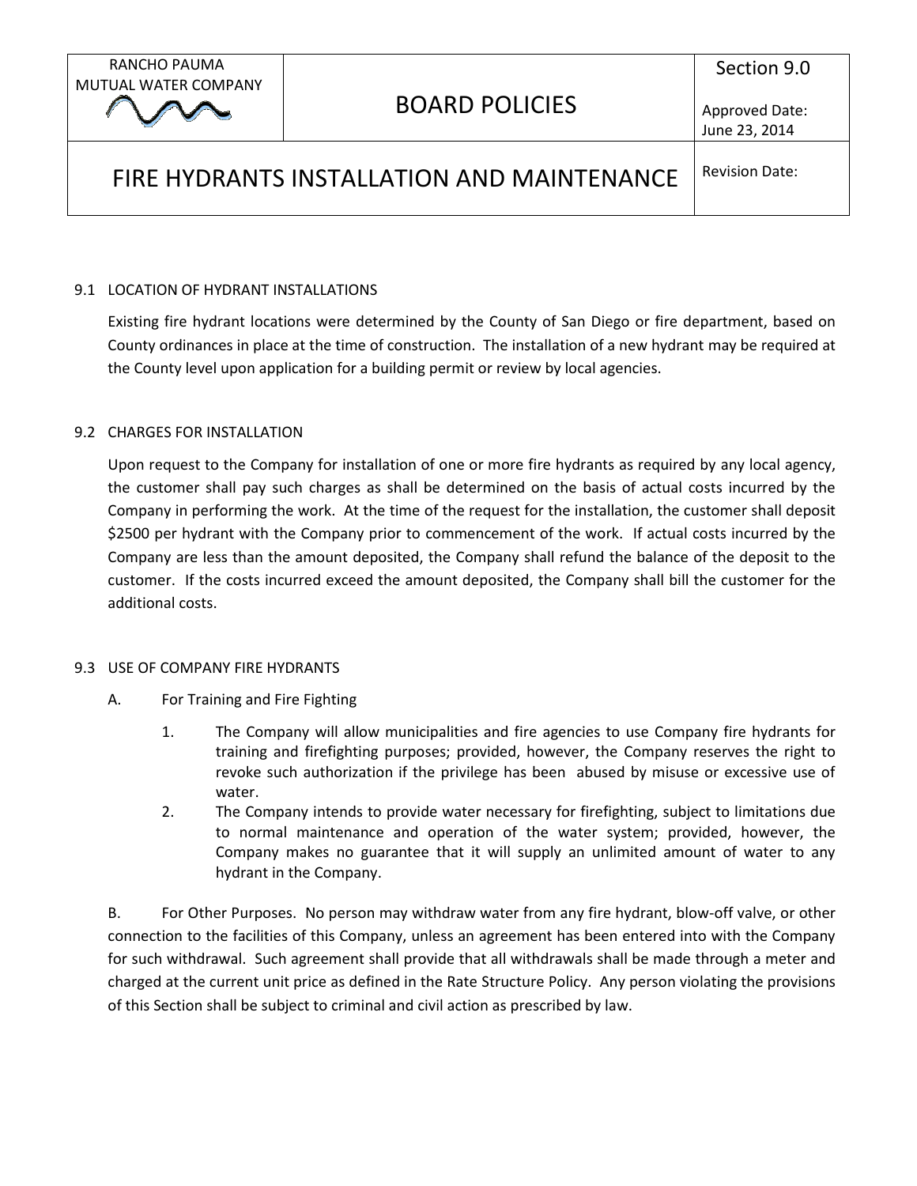| RANCHO PAUMA MUTUAL WATER COMPANY | BOARD POLICIES | Section 9.0<br>Approved Date: June 23, 2014 |
|---|---|---|
| FIRE HYDRANTS INSTALLATION AND MAINTENANCE | | Revision Date: |

## 9.1 LOCATION OF HYDRANT INSTALLATIONS

Existing fire hydrant locations were determined by the County of San Diego or fire department, based on County ordinances in place at the time of construction. The installation of a new hydrant may be required at the County level upon application for a building permit or review by local agencies.

## 9.2 CHARGES FOR INSTALLATION

Upon request to the Company for installation of one or more fire hydrants as required by any local agency, the customer shall pay such charges as shall be determined on the basis of actual costs incurred by the Company in performing the work. At the time of the request for the installation, the customer shall deposit $2500 per hydrant with the Company prior to commencement of the work. If actual costs incurred by the Company are less than the amount deposited, the Company shall refund the balance of the deposit to the customer. If the costs incurred exceed the amount deposited, the Company shall bill the customer for the additional costs.

## 9.3 USE OF COMPANY FIRE HYDRANTS

A. For Training and Fire Fighting

1. The Company will allow municipalities and fire agencies to use Company fire hydrants for training and firefighting purposes; provided, however, the Company reserves the right to revoke such authorization if the privilege has been abused by misuse or excessive use of water.
2. The Company intends to provide water necessary for firefighting, subject to limitations due to normal maintenance and operation of the water system; provided, however, the Company makes no guarantee that it will supply an unlimited amount of water to any hydrant in the Company.

B. For Other Purposes. No person may withdraw water from any fire hydrant, blow-off valve, or other connection to the facilities of this Company, unless an agreement has been entered into with the Company for such withdrawal. Such agreement shall provide that all withdrawals shall be made through a meter and charged at the current unit price as defined in the Rate Structure Policy. Any person violating the provisions of this Section shall be subject to criminal and civil action as prescribed by law.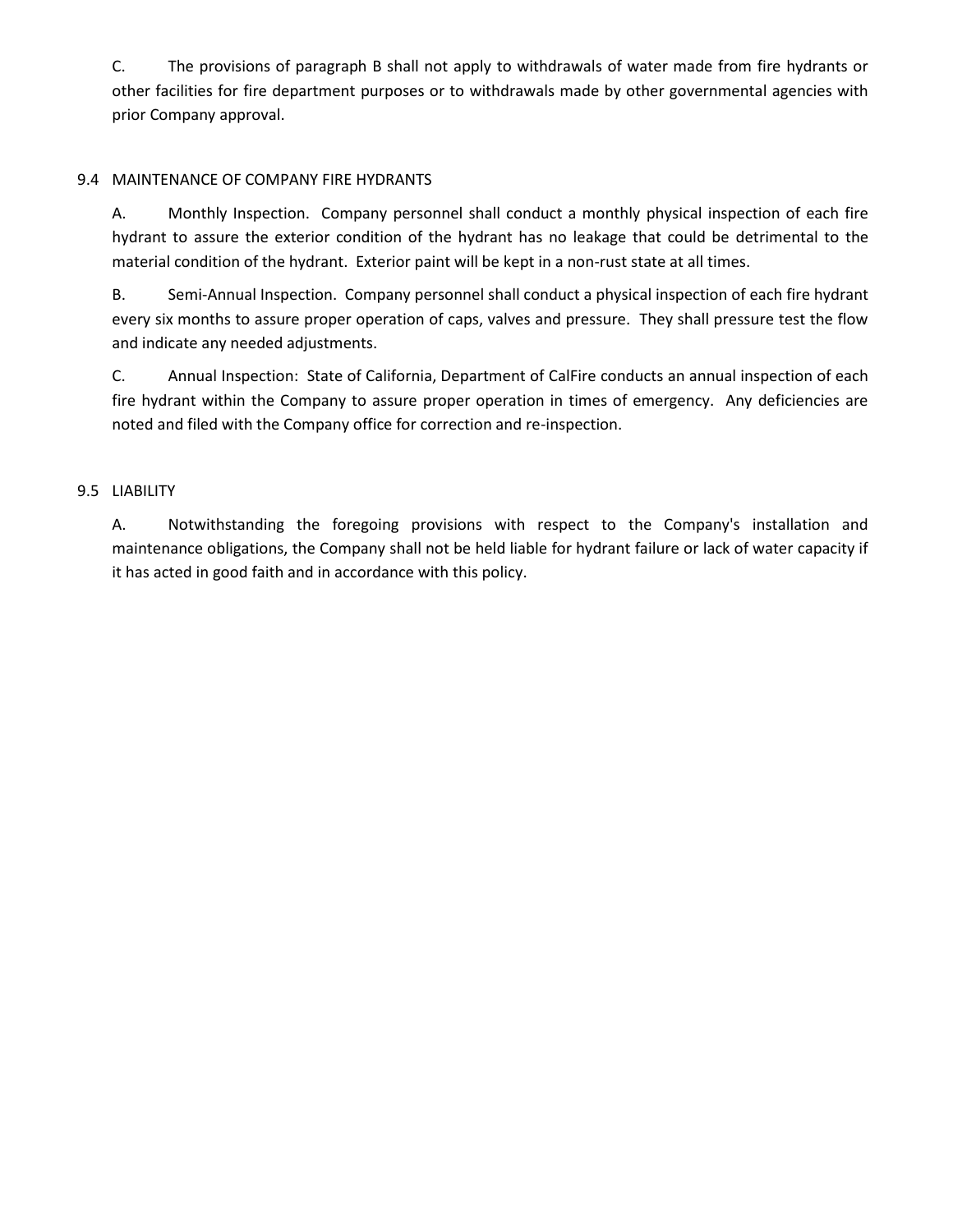C. The provisions of paragraph B shall not apply to withdrawals of water made from fire hydrants or other facilities for fire department purposes or to withdrawals made by other governmental agencies with prior Company approval.

## 9.4 MAINTENANCE OF COMPANY FIRE HYDRANTS

A. Monthly Inspection. Company personnel shall conduct a monthly physical inspection of each fire hydrant to assure the exterior condition of the hydrant has no leakage that could be detrimental to the material condition of the hydrant. Exterior paint will be kept in a non-rust state at all times.

B. Semi-Annual Inspection. Company personnel shall conduct a physical inspection of each fire hydrant every six months to assure proper operation of caps, valves and pressure. They shall pressure test the flow and indicate any needed adjustments.

C. Annual Inspection: State of California, Department of CalFire conducts an annual inspection of each fire hydrant within the Company to assure proper operation in times of emergency. Any deficiencies are noted and filed with the Company office for correction and re-inspection.

## 9.5 LIABILITY

A. Notwithstanding the foregoing provisions with respect to the Company's installation and maintenance obligations, the Company shall not be held liable for hydrant failure or lack of water capacity if it has acted in good faith and in accordance with this policy.